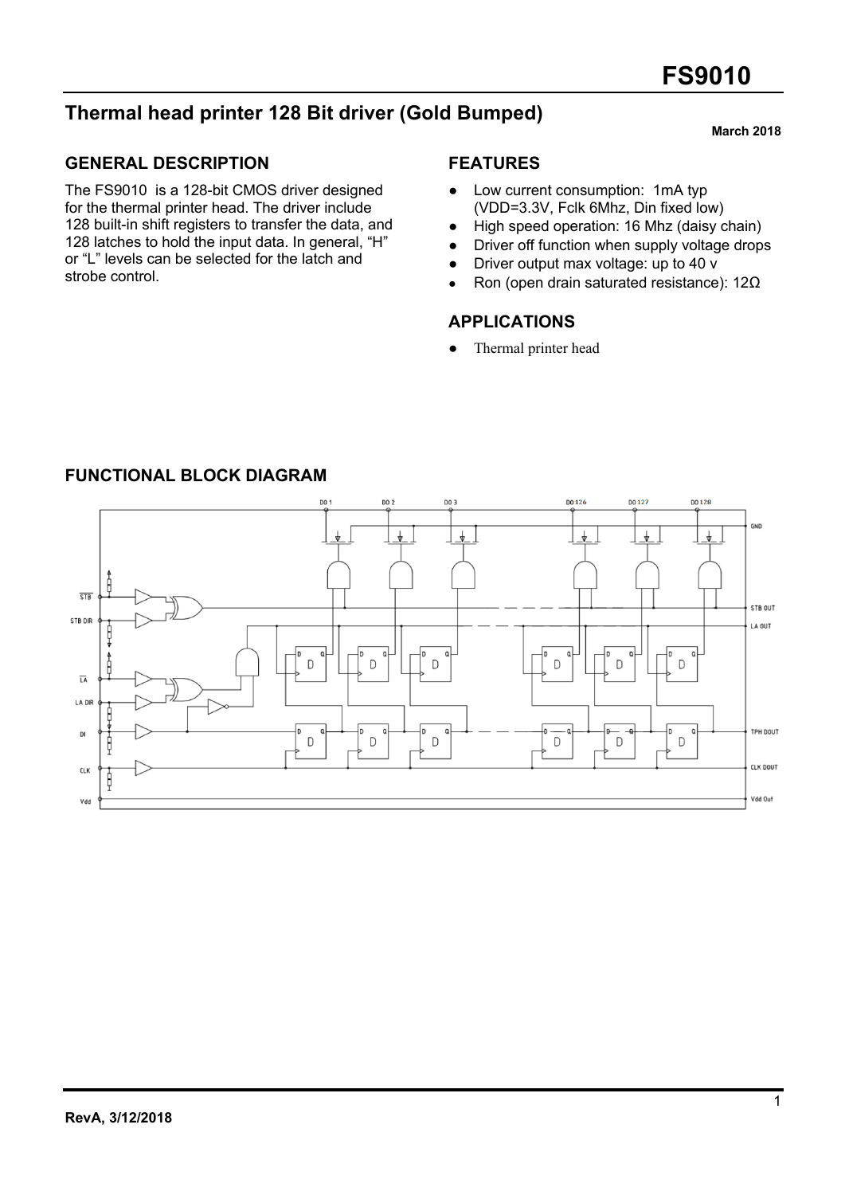# FS9010

## Thermal head printer 128 Bit driver (Gold Bumped)

**March 2018**

### GENERAL DESCRIPTION

The FS9010 is a 128-bit CMOS driver designed for the thermal printer head. The driver include 128 built-in shift registers to transfer the data, and 128 latches to hold the input data. In general, "H" or "L" levels can be selected for the latch and strobe control.

### FEATURES

- Low current consumption: 1mA typ (VDD=3.3V, Fclk 6Mhz, Din fixed low)
- High speed operation: 16 Mhz (daisy chain)
- Driver off function when supply voltage drops
- Driver output max voltage: up to 40 v
- Ron (open drain saturated resistance): 12Ω

### APPLICATIONS

- Thermal printer head

### FUNCTIONAL BLOCK DIAGRAM

**RevA, 3/12/2018**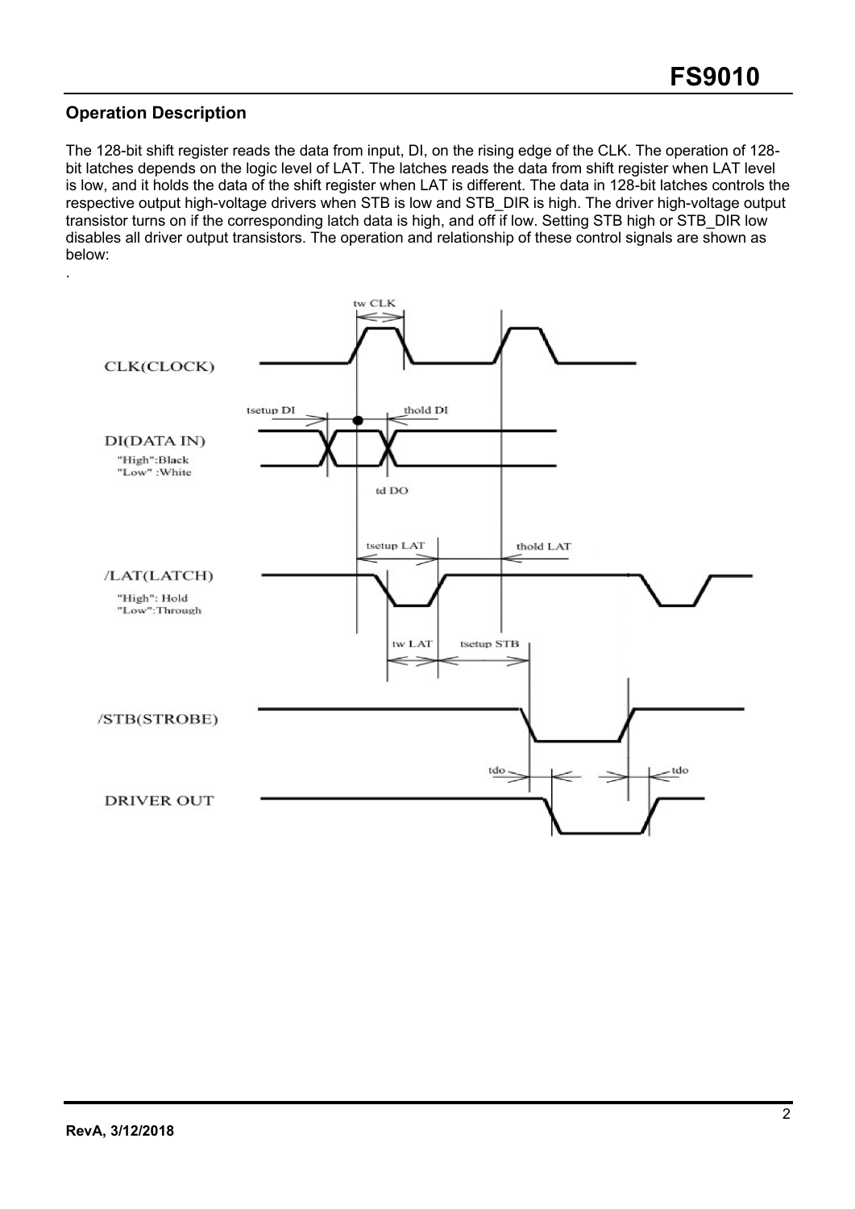## Operation Description

The 128-bit shift register reads the data from input, DI, on the rising edge of the CLK. The operation of 128-bit latches depends on the logic level of LAT. The latches reads the data from shift register when LAT level is low, and it holds the data of the shift register when LAT is different. The data in 128-bit latches controls the respective output high-voltage drivers when STB is low and STB_DIR is high. The driver high-voltage output transistor turns on if the corresponding latch data is high, and off if low. Setting STB high or STB_DIR low disables all driver output transistors. The operation and relationship of these control signals are shown as below:

.

tw CLK

CLK(CLOCK)

tsetup DI

thold DI

DI(DATA IN)

"High":Black
"Low" :White

td DO

tsetup LAT

thold LAT

/LAT(LATCH)

"High": Hold
"Low":Through

tw LAT

tsetup STB

/STB(STROBE)

tdo

tdo

DRIVER OUT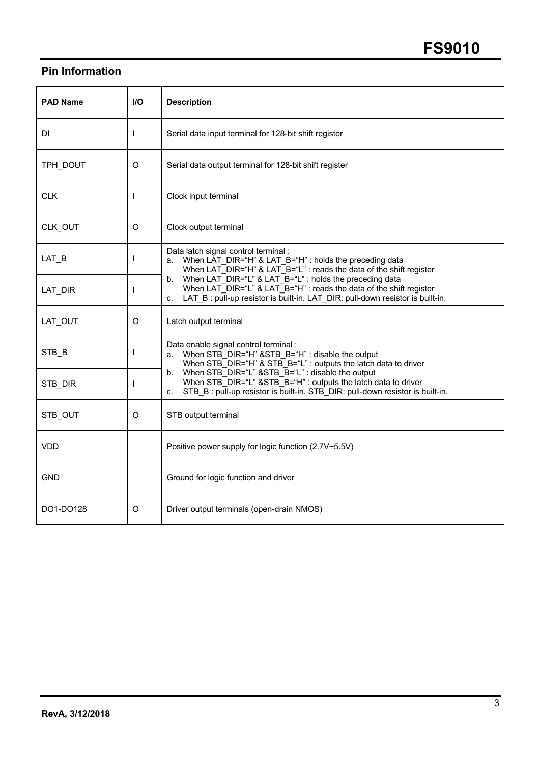## Pin Information

| PAD Name | I/O | Description |
|---|---|---|
| DI | I | Serial data input terminal for 128-bit shift register |
| TPH_DOUT | O | Serial data output terminal for 128-bit shift register |
| CLK | I | Clock input terminal |
| CLK_OUT | O | Clock output terminal |
| LAT_B | I | Data latch signal control terminal :<br>a. When LAT_DIR="H" & LAT_B="H" : holds the preceding data<br>When LAT_DIR="H" & LAT_B="L" : reads the data of the shift register<br>b. When LAT_DIR="L" & LAT_B="L" : holds the preceding data<br>When LAT_DIR="L" & LAT_B="H" : reads the data of the shift register<br>c. LAT_B : pull-up resistor is built-in. LAT_DIR: pull-down resistor is built-in. |
| LAT_DIR | I | |
| LAT_OUT | O | Latch output terminal |
| STB_B | I | Data enable signal control terminal :<br>a. When STB_DIR="H" &STB_B="H" : disable the output<br>When STB_DIR="H" & STB_B="L" : outputs the latch data to driver<br>b. When STB_DIR="L" &STB_B="L" : disable the output<br>When STB_DIR="L" &STB_B="H" : outputs the latch data to driver<br>c. STB_B : pull-up resistor is built-in. STB_DIR: pull-down resistor is built-in. |
| STB_DIR | I | |
| STB_OUT | O | STB output terminal |
| VDD | | Positive power supply for logic function (2.7V~5.5V) |
| GND | | Ground for logic function and driver |
| DO1-DO128 | O | Driver output terminals (open-drain NMOS) |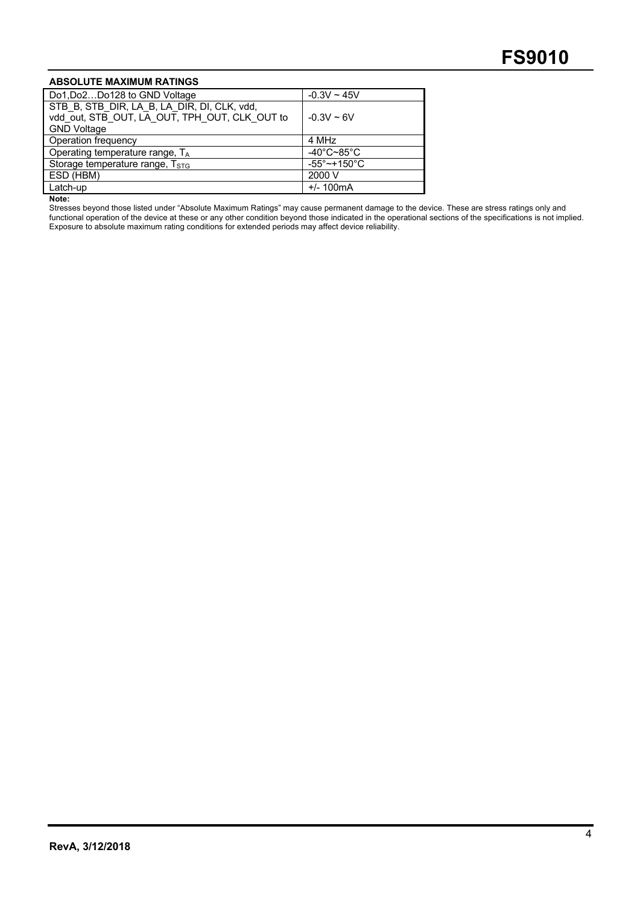### ABSOLUTE MAXIMUM RATINGS

| Parameter | Rating |
|---|---|
| Do1,Do2…Do128 to GND Voltage | -0.3V ~ 45V |
| STB_B, STB_DIR, LA_B, LA_DIR, DI, CLK, vdd, vdd_out, STB_OUT, LA_OUT, TPH_OUT, CLK_OUT to GND Voltage | -0.3V ~ 6V |
| Operation frequency | 4 MHz |
| Operating temperature range, $T_A$ | -40°C~85°C |
| Storage temperature range, $T_{STG}$ | -55°~+150°C |
| ESD (HBM) | 2000 V |
| Latch-up | +/- 100mA |

**Note:**
Stresses beyond those listed under "Absolute Maximum Ratings" may cause permanent damage to the device. These are stress ratings only and functional operation of the device at these or any other condition beyond those indicated in the operational sections of the specifications is not implied. Exposure to absolute maximum rating conditions for extended periods may affect device reliability.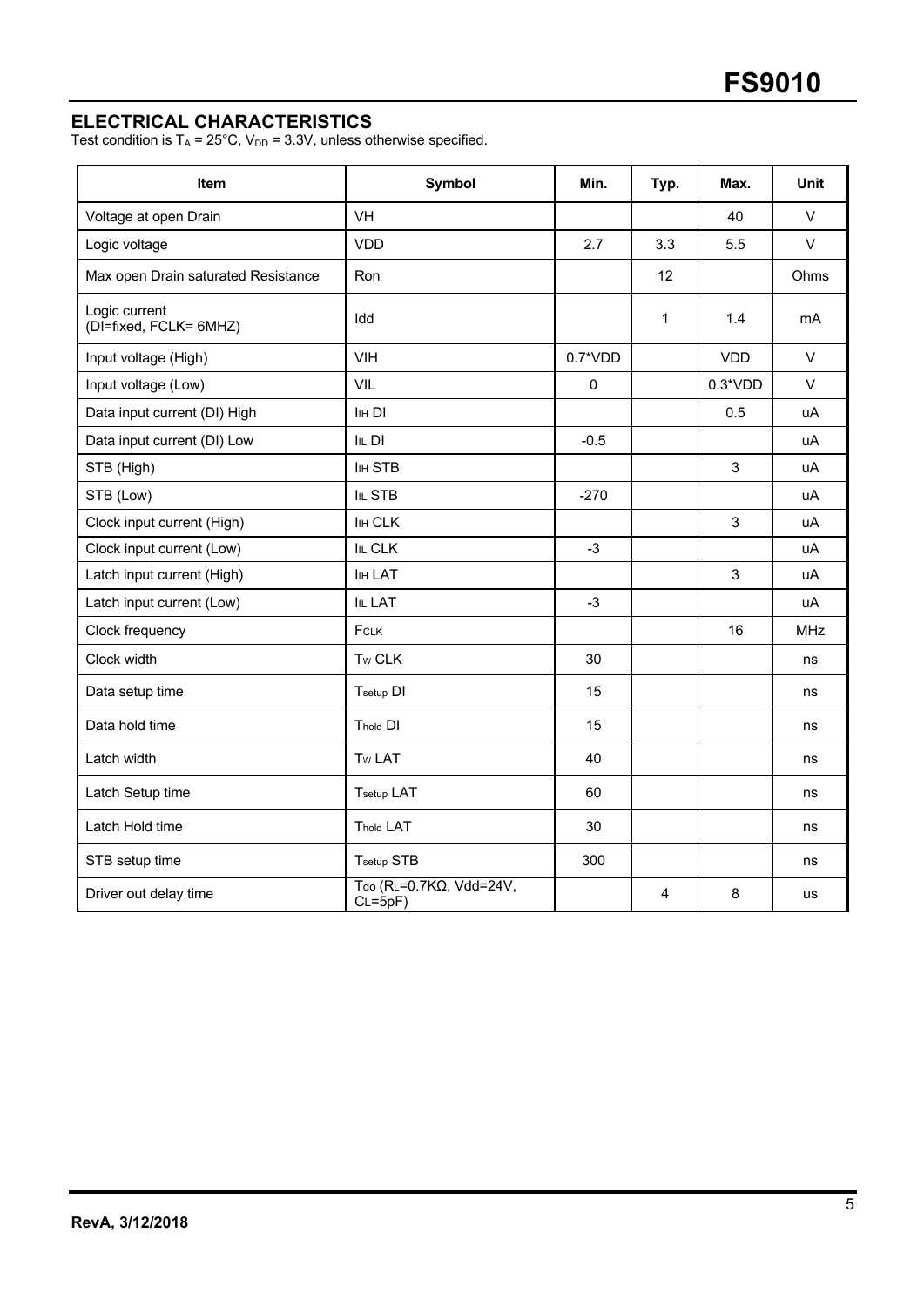## ELECTRICAL CHARACTERISTICS

Test condition is $T_A$ = 25°C, $V_{DD}$ = 3.3V, unless otherwise specified.

| Item | Symbol | Min. | Typ. | Max. | Unit |
|---|---|---|---|---|---|
| Voltage at open Drain | VH | | | 40 | V |
| Logic voltage | VDD | 2.7 | 3.3 | 5.5 | V |
| Max open Drain saturated Resistance | Ron | | 12 | | Ohms |
| Logic current (DI=fixed, FCLK= 6MHZ) | Idd | | 1 | 1.4 | mA |
| Input voltage (High) | VIH | 0.7*VDD | | VDD | V |
| Input voltage (Low) | VIL | 0 | | 0.3*VDD | V |
| Data input current (DI) High | $I_{IH}$ DI | | | 0.5 | uA |
| Data input current (DI) Low | $I_{IL}$ DI | -0.5 | | | uA |
| STB (High) | $I_{IH}$ STB | | | 3 | uA |
| STB (Low) | $I_{IL}$ STB | -270 | | | uA |
| Clock input current (High) | $I_{IH}$ CLK | | | 3 | uA |
| Clock input current (Low) | $I_{IL}$ CLK | -3 | | | uA |
| Latch input current (High) | $I_{IH}$ LAT | | | 3 | uA |
| Latch input current (Low) | $I_{IL}$ LAT | -3 | | | uA |
| Clock frequency | $F_{CLK}$ | | | 16 | MHz |
| Clock width | $T_w$ CLK | 30 | | | ns |
| Data setup time | $T_{setup}$ DI | 15 | | | ns |
| Data hold time | $T_{hold}$ DI | 15 | | | ns |
| Latch width | $T_w$ LAT | 40 | | | ns |
| Latch Setup time | $T_{setup}$ LAT | 60 | | | ns |
| Latch Hold time | $T_{hold}$ LAT | 30 | | | ns |
| STB setup time | $T_{setup}$ STB | 300 | | | ns |
| Driver out delay time | $T_{do}$ ($R_L$=0.7KΩ, Vdd=24V, $C_L$=5pF) | | 4 | 8 | us |

**RevA, 3/12/2018**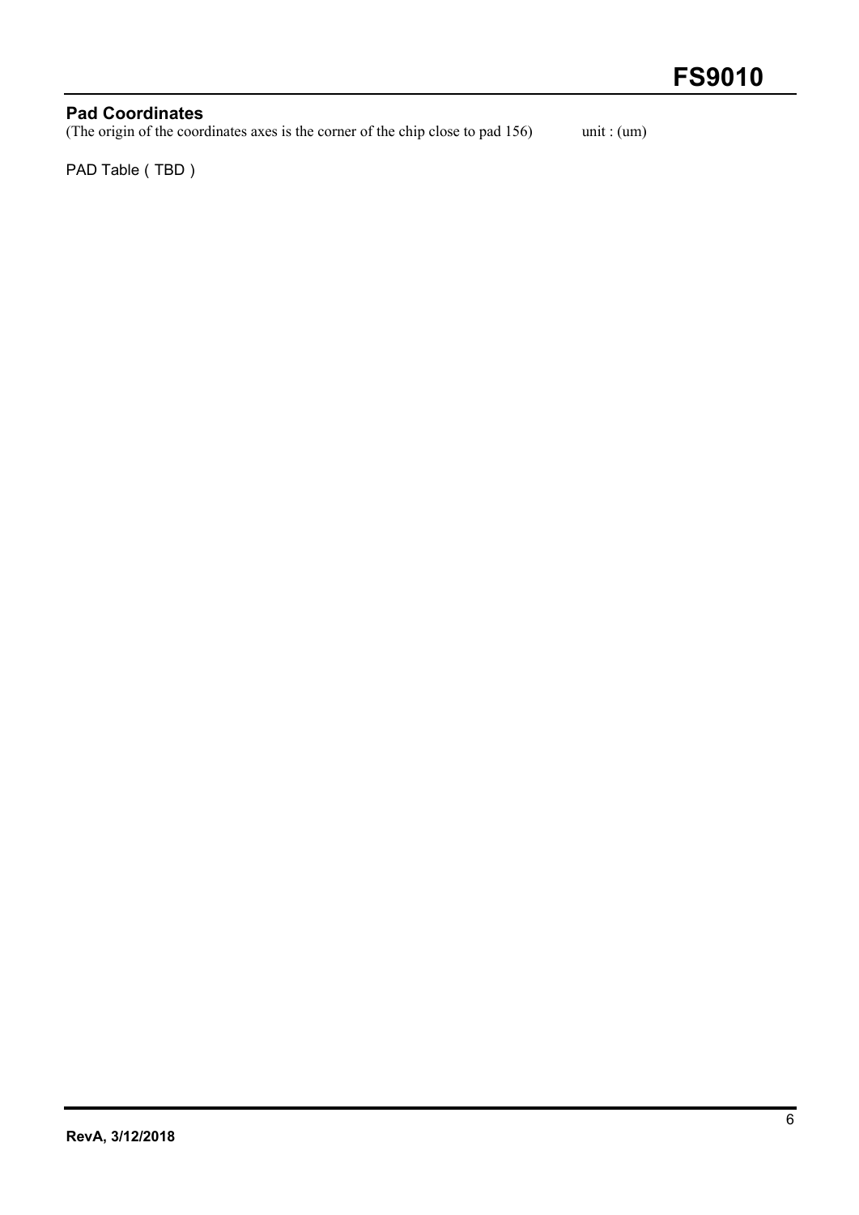## Pad Coordinates

(The origin of the coordinates axes is the corner of the chip close to pad 156)  unit : (um)

PAD Table ( TBD )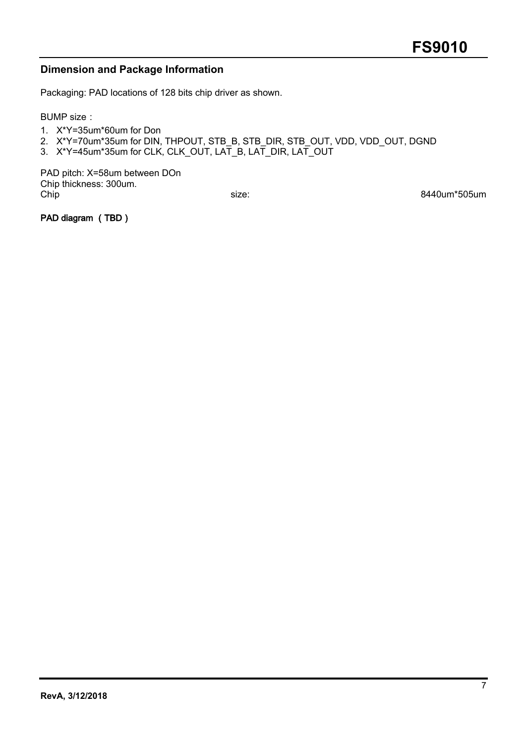## Dimension and Package Information

Packaging: PAD locations of 128 bits chip driver as shown.

BUMP size：

1. X*Y=35um*60um for Don
2. X*Y=70um*35um for DIN, THPOUT, STB_B, STB_DIR, STB_OUT, VDD, VDD_OUT, DGND
3. X*Y=45um*35um for CLK, CLK_OUT, LAT_B, LAT_DIR, LAT_OUT

PAD pitch: X=58um between DOn
Chip thickness: 300um.
Chip size: 8440um*505um

PAD diagram （TBD）